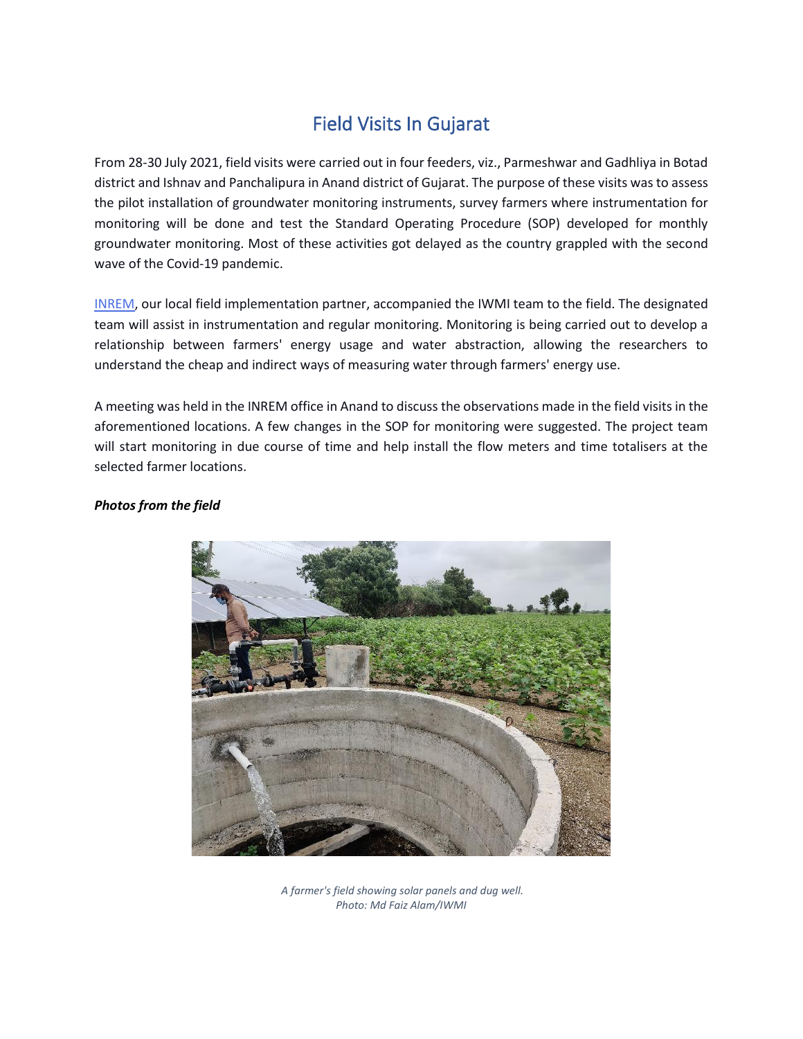# Field Visits In Gujarat

From 28-30 July 2021, field visits were carried out in four feeders, viz., Parmeshwar and Gadhliya in Botad district and Ishnav and Panchalipura in Anand district of Gujarat. The purpose of these visits was to assess the pilot installation of groundwater monitoring instruments, survey farmers where instrumentation for monitoring will be done and test the Standard Operating Procedure (SOP) developed for monthly groundwater monitoring. Most of these activities got delayed as the country grappled with the second wave of the Covid-19 pandemic.

INREM, our local field implementation partner, accompanied the IWMI team to the field. The designated team will assist in instrumentation and regular monitoring. Monitoring is being carried out to develop a relationship between farmers' energy usage and water abstraction, allowing the researchers to understand the cheap and indirect ways of measuring water through farmers' energy use.

A meeting was held in the INREM office in Anand to discuss the observations made in the field visits in the aforementioned locations. A few changes in the SOP for monitoring were suggested. The project team will start monitoring in due course of time and help install the flow meters and time totalisers at the selected farmer locations.

***Photos from the field***

*A farmer's field showing solar panels and dug well.*
*Photo: Md Faiz Alam/IWMI*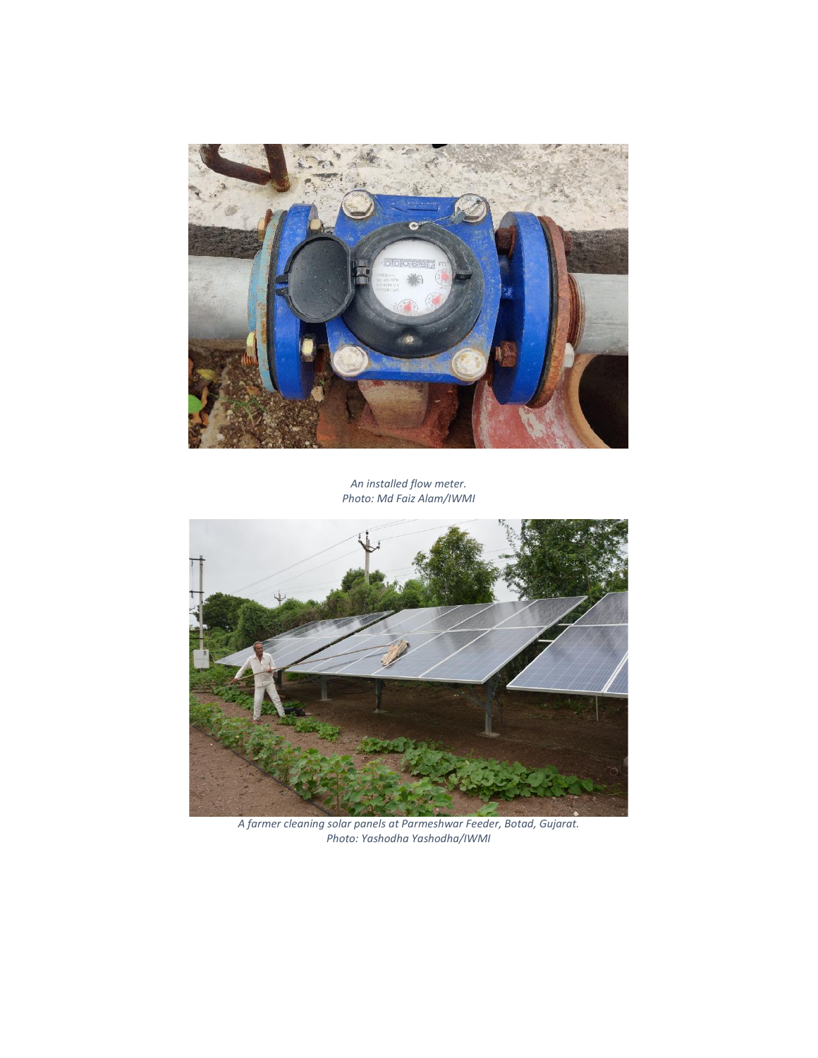*An installed flow meter.*
*Photo: Md Faiz Alam/IWMI*

*A farmer cleaning solar panels at Parmeshwar Feeder, Botad, Gujarat.*
*Photo: Yashodha Yashodha/IWMI*